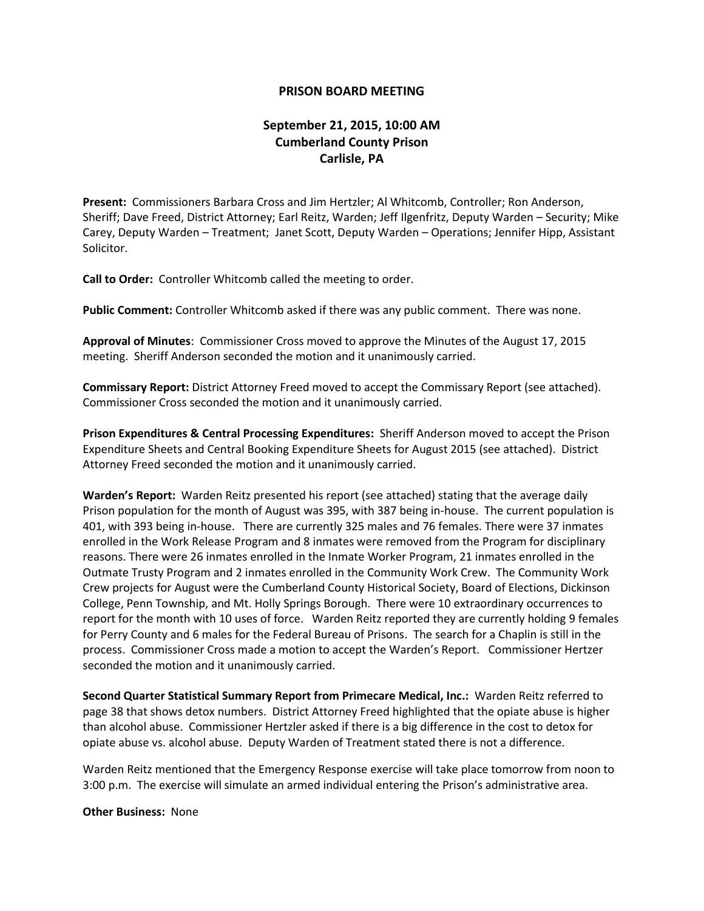# PRISON BOARD MEETING

## September 21, 2015, 10:00 AM
## Cumberland County Prison
## Carlisle, PA

**Present:** Commissioners Barbara Cross and Jim Hertzler; Al Whitcomb, Controller; Ron Anderson, Sheriff; Dave Freed, District Attorney; Earl Reitz, Warden; Jeff Ilgenfritz, Deputy Warden – Security; Mike Carey, Deputy Warden – Treatment; Janet Scott, Deputy Warden – Operations; Jennifer Hipp, Assistant Solicitor.

**Call to Order:** Controller Whitcomb called the meeting to order.

**Public Comment:** Controller Whitcomb asked if there was any public comment. There was none.

**Approval of Minutes**: Commissioner Cross moved to approve the Minutes of the August 17, 2015 meeting. Sheriff Anderson seconded the motion and it unanimously carried.

**Commissary Report:** District Attorney Freed moved to accept the Commissary Report (see attached). Commissioner Cross seconded the motion and it unanimously carried.

**Prison Expenditures & Central Processing Expenditures:** Sheriff Anderson moved to accept the Prison Expenditure Sheets and Central Booking Expenditure Sheets for August 2015 (see attached). District Attorney Freed seconded the motion and it unanimously carried.

**Warden's Report:** Warden Reitz presented his report (see attached) stating that the average daily Prison population for the month of August was 395, with 387 being in-house. The current population is 401, with 393 being in-house. There are currently 325 males and 76 females. There were 37 inmates enrolled in the Work Release Program and 8 inmates were removed from the Program for disciplinary reasons. There were 26 inmates enrolled in the Inmate Worker Program, 21 inmates enrolled in the Outmate Trusty Program and 2 inmates enrolled in the Community Work Crew. The Community Work Crew projects for August were the Cumberland County Historical Society, Board of Elections, Dickinson College, Penn Township, and Mt. Holly Springs Borough. There were 10 extraordinary occurrences to report for the month with 10 uses of force. Warden Reitz reported they are currently holding 9 females for Perry County and 6 males for the Federal Bureau of Prisons. The search for a Chaplin is still in the process. Commissioner Cross made a motion to accept the Warden's Report. Commissioner Hertzer seconded the motion and it unanimously carried.

**Second Quarter Statistical Summary Report from Primecare Medical, Inc.:** Warden Reitz referred to page 38 that shows detox numbers. District Attorney Freed highlighted that the opiate abuse is higher than alcohol abuse. Commissioner Hertzler asked if there is a big difference in the cost to detox for opiate abuse vs. alcohol abuse. Deputy Warden of Treatment stated there is not a difference.

Warden Reitz mentioned that the Emergency Response exercise will take place tomorrow from noon to 3:00 p.m. The exercise will simulate an armed individual entering the Prison's administrative area.

**Other Business:** None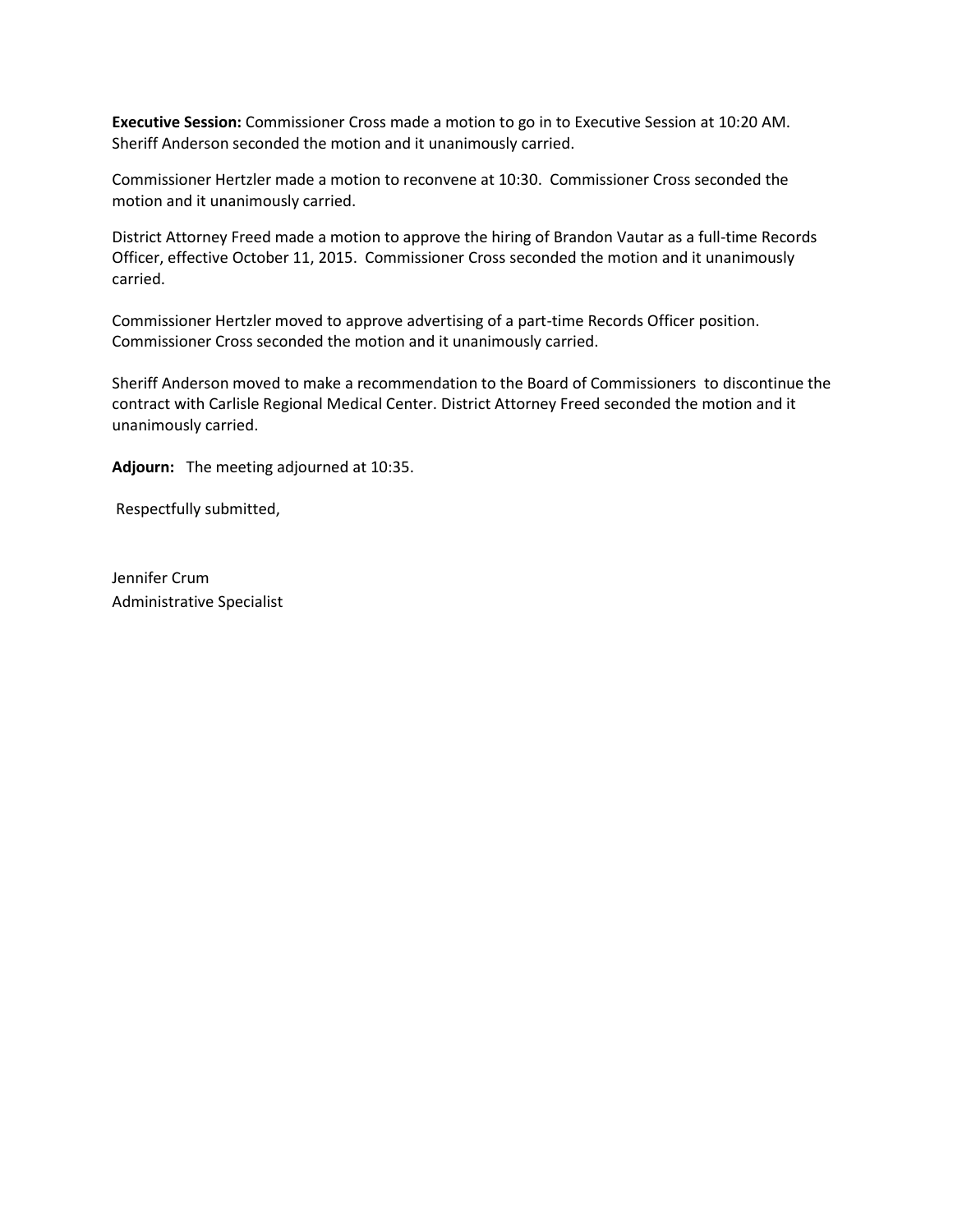**Executive Session:** Commissioner Cross made a motion to go in to Executive Session at 10:20 AM. Sheriff Anderson seconded the motion and it unanimously carried.

Commissioner Hertzler made a motion to reconvene at 10:30. Commissioner Cross seconded the motion and it unanimously carried.

District Attorney Freed made a motion to approve the hiring of Brandon Vautar as a full-time Records Officer, effective October 11, 2015. Commissioner Cross seconded the motion and it unanimously carried.

Commissioner Hertzler moved to approve advertising of a part-time Records Officer position. Commissioner Cross seconded the motion and it unanimously carried.

Sheriff Anderson moved to make a recommendation to the Board of Commissioners to discontinue the contract with Carlisle Regional Medical Center. District Attorney Freed seconded the motion and it unanimously carried.

**Adjourn:** The meeting adjourned at 10:35.

Respectfully submitted,

Jennifer Crum
Administrative Specialist